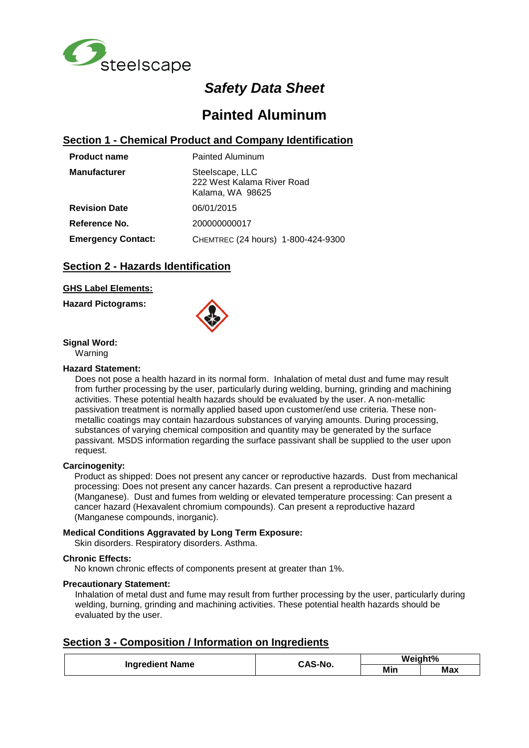steelscape

# *Safety Data Sheet*

# Painted Aluminum

## Section 1 - Chemical Product and Company Identification

| | |
|---|---|
| **Product name** | Painted Aluminum |
| **Manufacturer** | Steelscape, LLC<br>222 West Kalama River Road<br>Kalama, WA 98625 |
| **Revision Date** | 06/01/2015 |
| **Reference No.** | 200000000017 |
| **Emergency Contact:** | CHEMTREC (24 hours) 1-800-424-9300 |

## Section 2 - Hazards Identification

**GHS Label Elements:**

**Hazard Pictograms:**

**Signal Word:**

Warning

**Hazard Statement:**

Does not pose a health hazard in its normal form. Inhalation of metal dust and fume may result from further processing by the user, particularly during welding, burning, grinding and machining activities. These potential health hazards should be evaluated by the user. A non-metallic passivation treatment is normally applied based upon customer/end use criteria. These non-metallic coatings may contain hazardous substances of varying amounts. During processing, substances of varying chemical composition and quantity may be generated by the surface passivant. MSDS information regarding the surface passivant shall be supplied to the user upon request.

**Carcinogenity:**

Product as shipped: Does not present any cancer or reproductive hazards. Dust from mechanical processing: Does not present any cancer hazards. Can present a reproductive hazard (Manganese). Dust and fumes from welding or elevated temperature processing: Can present a cancer hazard (Hexavalent chromium compounds). Can present a reproductive hazard (Manganese compounds, inorganic).

**Medical Conditions Aggravated by Long Term Exposure:**

Skin disorders. Respiratory disorders. Asthma.

**Chronic Effects:**

No known chronic effects of components present at greater than 1%.

**Precautionary Statement:**

Inhalation of metal dust and fume may result from further processing by the user, particularly during welding, burning, grinding and machining activities. These potential health hazards should be evaluated by the user.

## Section 3 - Composition / Information on Ingredients

| Ingredient Name | CAS-No. | Weight% | |
|---|---|---|---|
| | | Min | Max |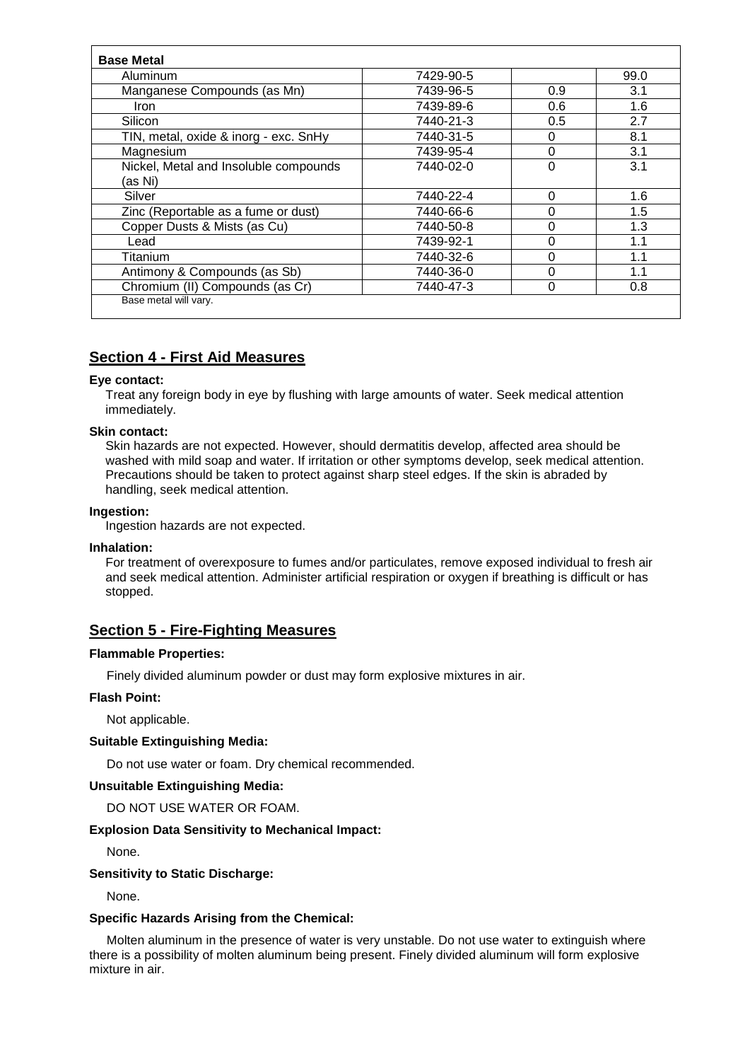| Base Metal | | | |
|---|---|---|---|
| Aluminum | 7429-90-5 | | 99.0 |
| Manganese Compounds (as Mn) | 7439-96-5 | 0.9 | 3.1 |
| Iron | 7439-89-6 | 0.6 | 1.6 |
| Silicon | 7440-21-3 | 0.5 | 2.7 |
| TIN, metal, oxide & inorg - exc. SnHy | 7440-31-5 | 0 | 8.1 |
| Magnesium | 7439-95-4 | 0 | 3.1 |
| Nickel, Metal and Insoluble compounds (as Ni) | 7440-02-0 | 0 | 3.1 |
| Silver | 7440-22-4 | 0 | 1.6 |
| Zinc (Reportable as a fume or dust) | 7440-66-6 | 0 | 1.5 |
| Copper Dusts & Mists (as Cu) | 7440-50-8 | 0 | 1.3 |
| Lead | 7439-92-1 | 0 | 1.1 |
| Titanium | 7440-32-6 | 0 | 1.1 |
| Antimony & Compounds (as Sb) | 7440-36-0 | 0 | 1.1 |
| Chromium (II) Compounds (as Cr) | 7440-47-3 | 0 | 0.8 |
| Base metal will vary. | | | |

## Section 4 - First Aid Measures

**Eye contact:**

Treat any foreign body in eye by flushing with large amounts of water. Seek medical attention immediately.

**Skin contact:**

Skin hazards are not expected. However, should dermatitis develop, affected area should be washed with mild soap and water. If irritation or other symptoms develop, seek medical attention. Precautions should be taken to protect against sharp steel edges. If the skin is abraded by handling, seek medical attention.

**Ingestion:**

Ingestion hazards are not expected.

**Inhalation:**

For treatment of overexposure to fumes and/or particulates, remove exposed individual to fresh air and seek medical attention. Administer artificial respiration or oxygen if breathing is difficult or has stopped.

## Section 5 - Fire-Fighting Measures

**Flammable Properties:**

Finely divided aluminum powder or dust may form explosive mixtures in air.

**Flash Point:**

Not applicable.

**Suitable Extinguishing Media:**

Do not use water or foam. Dry chemical recommended.

**Unsuitable Extinguishing Media:**

DO NOT USE WATER OR FOAM.

**Explosion Data Sensitivity to Mechanical Impact:**

None.

**Sensitivity to Static Discharge:**

None.

**Specific Hazards Arising from the Chemical:**

Molten aluminum in the presence of water is very unstable. Do not use water to extinguish where there is a possibility of molten aluminum being present. Finely divided aluminum will form explosive mixture in air.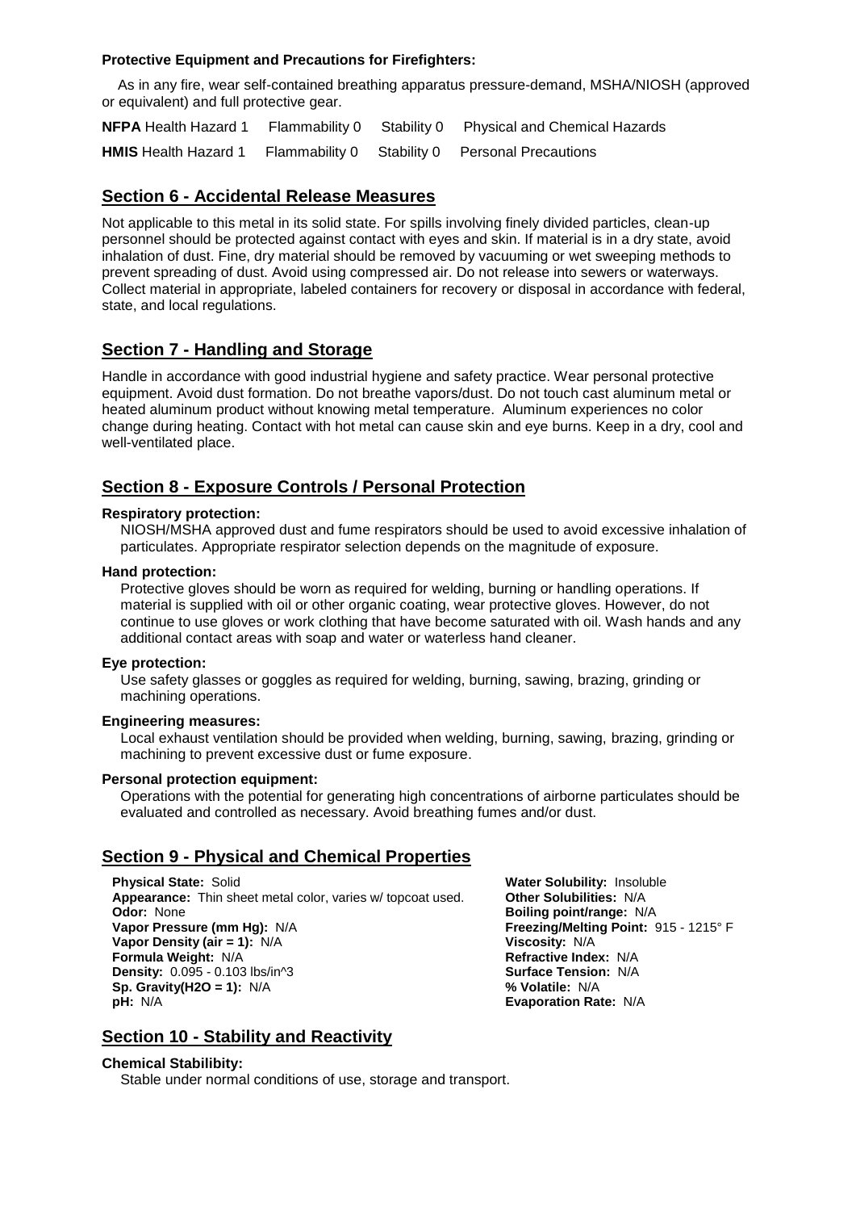**Protective Equipment and Precautions for Firefighters:**

As in any fire, wear self-contained breathing apparatus pressure-demand, MSHA/NIOSH (approved or equivalent) and full protective gear.

**NFPA** Health Hazard 1 Flammability 0 Stability 0 Physical and Chemical Hazards

**HMIS** Health Hazard 1 Flammability 0 Stability 0 Personal Precautions

## Section 6 - Accidental Release Measures

Not applicable to this metal in its solid state. For spills involving finely divided particles, clean-up personnel should be protected against contact with eyes and skin. If material is in a dry state, avoid inhalation of dust. Fine, dry material should be removed by vacuuming or wet sweeping methods to prevent spreading of dust. Avoid using compressed air. Do not release into sewers or waterways. Collect material in appropriate, labeled containers for recovery or disposal in accordance with federal, state, and local regulations.

## Section 7 - Handling and Storage

Handle in accordance with good industrial hygiene and safety practice. Wear personal protective equipment. Avoid dust formation. Do not breathe vapors/dust. Do not touch cast aluminum metal or heated aluminum product without knowing metal temperature. Aluminum experiences no color change during heating. Contact with hot metal can cause skin and eye burns. Keep in a dry, cool and well-ventilated place.

## Section 8 - Exposure Controls / Personal Protection

**Respiratory protection:**

NIOSH/MSHA approved dust and fume respirators should be used to avoid excessive inhalation of particulates. Appropriate respirator selection depends on the magnitude of exposure.

**Hand protection:**

Protective gloves should be worn as required for welding, burning or handling operations. If material is supplied with oil or other organic coating, wear protective gloves. However, do not continue to use gloves or work clothing that have become saturated with oil. Wash hands and any additional contact areas with soap and water or waterless hand cleaner.

**Eye protection:**

Use safety glasses or goggles as required for welding, burning, sawing, brazing, grinding or machining operations.

**Engineering measures:**

Local exhaust ventilation should be provided when welding, burning, sawing, brazing, grinding or machining to prevent excessive dust or fume exposure.

**Personal protection equipment:**

Operations with the potential for generating high concentrations of airborne particulates should be evaluated and controlled as necessary. Avoid breathing fumes and/or dust.

## Section 9 - Physical and Chemical Properties

**Physical State:** Solid
**Appearance:** Thin sheet metal color, varies w/ topcoat used.
**Odor:** None
**Vapor Pressure (mm Hg):** N/A
**Vapor Density (air = 1):** N/A
**Formula Weight:** N/A
**Density:** 0.095 - 0.103 lbs/in^3
**Sp. Gravity(H2O = 1):** N/A
**pH:** N/A

**Water Solubility:** Insoluble
**Other Solubilities:** N/A
**Boiling point/range:** N/A
**Freezing/Melting Point:** 915 - 1215° F
**Viscosity:** N/A
**Refractive Index:** N/A
**Surface Tension:** N/A
**% Volatile:** N/A
**Evaporation Rate:** N/A

## Section 10 - Stability and Reactivity

**Chemical Stabilibity:**

Stable under normal conditions of use, storage and transport.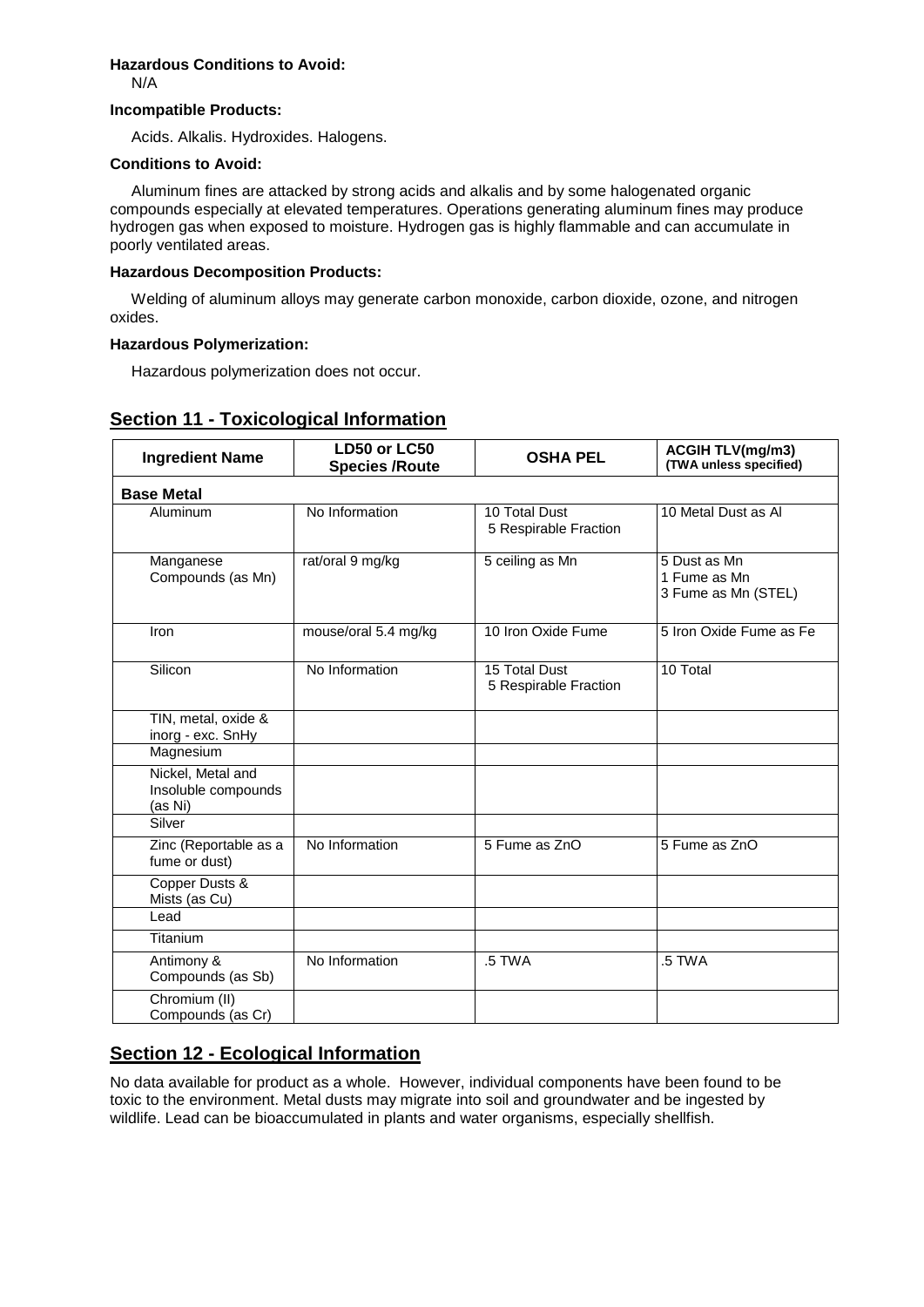**Hazardous Conditions to Avoid:**

N/A

**Incompatible Products:**

Acids. Alkalis. Hydroxides. Halogens.

**Conditions to Avoid:**

Aluminum fines are attacked by strong acids and alkalis and by some halogenated organic compounds especially at elevated temperatures. Operations generating aluminum fines may produce hydrogen gas when exposed to moisture. Hydrogen gas is highly flammable and can accumulate in poorly ventilated areas.

**Hazardous Decomposition Products:**

Welding of aluminum alloys may generate carbon monoxide, carbon dioxide, ozone, and nitrogen oxides.

**Hazardous Polymerization:**

Hazardous polymerization does not occur.

## Section 11 - Toxicological Information

| Ingredient Name | LD50 or LC50 Species /Route | OSHA PEL | ACGIH TLV(mg/m3) (TWA unless specified) |
|---|---|---|---|
| **Base Metal** | | | |
| Aluminum | No Information | 10 Total Dust<br>5 Respirable Fraction | 10 Metal Dust as Al |
| Manganese Compounds (as Mn) | rat/oral 9 mg/kg | 5 ceiling as Mn | 5 Dust as Mn<br>1 Fume as Mn<br>3 Fume as Mn (STEL) |
| Iron | mouse/oral 5.4 mg/kg | 10 Iron Oxide Fume | 5 Iron Oxide Fume as Fe |
| Silicon | No Information | 15 Total Dust<br>5 Respirable Fraction | 10 Total |
| TIN, metal, oxide & inorg - exc. SnHy | | | |
| Magnesium | | | |
| Nickel, Metal and Insoluble compounds (as Ni) | | | |
| Silver | | | |
| Zinc (Reportable as a fume or dust) | No Information | 5 Fume as ZnO | 5 Fume as ZnO |
| Copper Dusts & Mists (as Cu) | | | |
| Lead | | | |
| Titanium | | | |
| Antimony & Compounds (as Sb) | No Information | .5 TWA | .5 TWA |
| Chromium (II) Compounds (as Cr) | | | |

## Section 12 - Ecological Information

No data available for product as a whole. However, individual components have been found to be toxic to the environment. Metal dusts may migrate into soil and groundwater and be ingested by wildlife. Lead can be bioaccumulated in plants and water organisms, especially shellfish.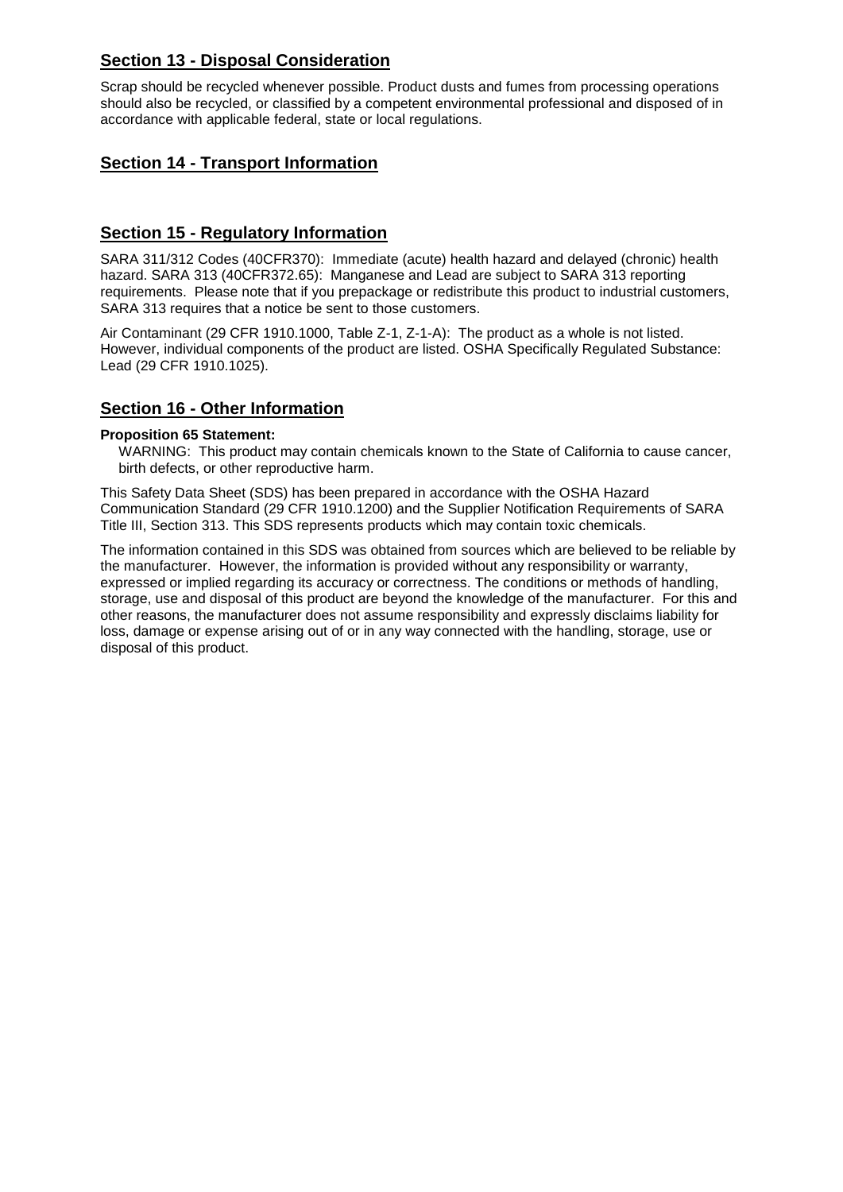## Section 13 - Disposal Consideration

Scrap should be recycled whenever possible. Product dusts and fumes from processing operations should also be recycled, or classified by a competent environmental professional and disposed of in accordance with applicable federal, state or local regulations.

## Section 14 - Transport Information

## Section 15 - Regulatory Information

SARA 311/312 Codes (40CFR370): Immediate (acute) health hazard and delayed (chronic) health hazard. SARA 313 (40CFR372.65): Manganese and Lead are subject to SARA 313 reporting requirements. Please note that if you prepackage or redistribute this product to industrial customers, SARA 313 requires that a notice be sent to those customers.

Air Contaminant (29 CFR 1910.1000, Table Z-1, Z-1-A): The product as a whole is not listed. However, individual components of the product are listed. OSHA Specifically Regulated Substance: Lead (29 CFR 1910.1025).

## Section 16 - Other Information

**Proposition 65 Statement:**

WARNING: This product may contain chemicals known to the State of California to cause cancer, birth defects, or other reproductive harm.

This Safety Data Sheet (SDS) has been prepared in accordance with the OSHA Hazard Communication Standard (29 CFR 1910.1200) and the Supplier Notification Requirements of SARA Title III, Section 313. This SDS represents products which may contain toxic chemicals.

The information contained in this SDS was obtained from sources which are believed to be reliable by the manufacturer. However, the information is provided without any responsibility or warranty, expressed or implied regarding its accuracy or correctness. The conditions or methods of handling, storage, use and disposal of this product are beyond the knowledge of the manufacturer. For this and other reasons, the manufacturer does not assume responsibility and expressly disclaims liability for loss, damage or expense arising out of or in any way connected with the handling, storage, use or disposal of this product.